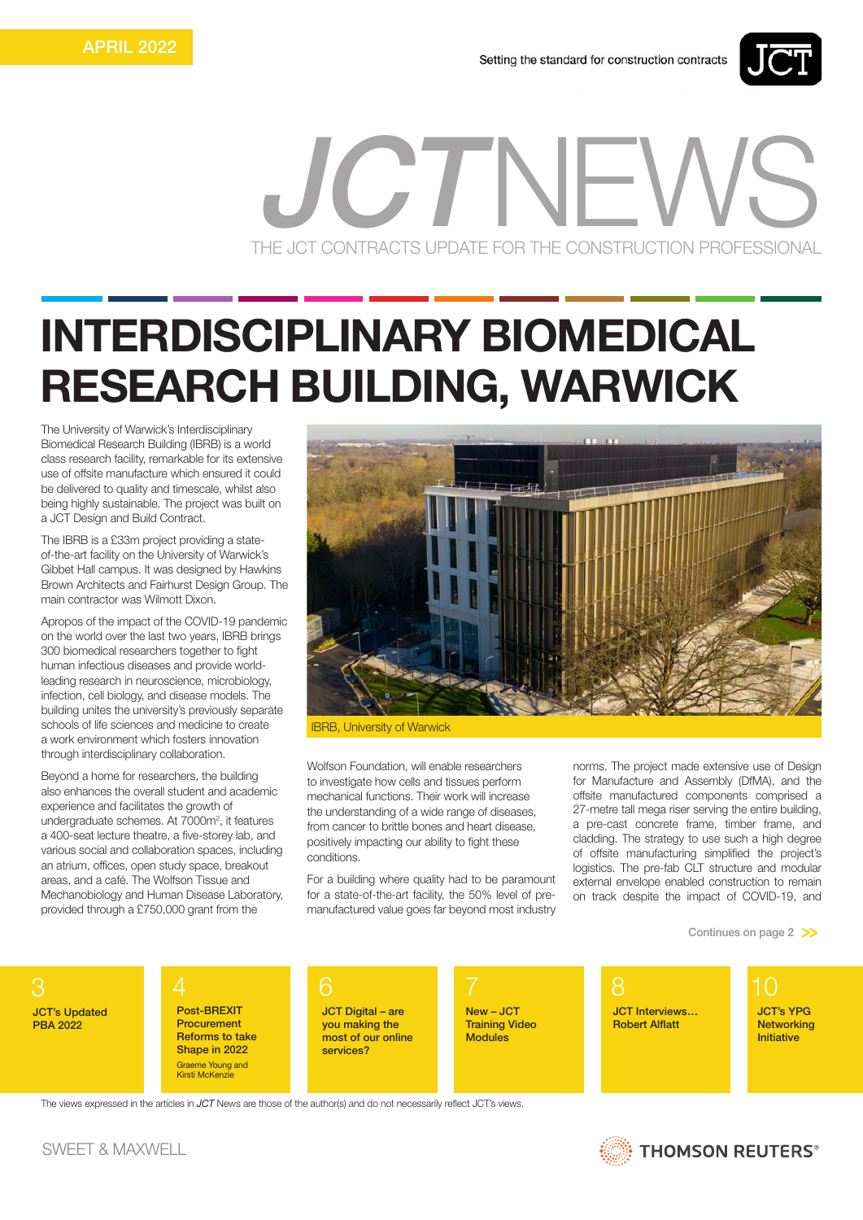APRIL 2022

Setting the standard for construction contracts

# JCTNEWS

THE JCT CONTRACTS UPDATE FOR THE CONSTRUCTION PROFESSIONAL

# INTERDISCIPLINARY BIOMEDICAL RESEARCH BUILDING, WARWICK

The University of Warwick's Interdisciplinary Biomedical Research Building (IBRB) is a world class research facility, remarkable for its extensive use of offsite manufacture which ensured it could be delivered to quality and timescale, whilst also being highly sustainable. The project was built on a JCT Design and Build Contract.

The IBRB is a £33m project providing a state-of-the-art facility on the University of Warwick's Gibbet Hall campus. It was designed by Hawkins Brown Architects and Fairhurst Design Group. The main contractor was Wilmott Dixon.

Apropos of the impact of the COVID-19 pandemic on the world over the last two years, IBRB brings 300 biomedical researchers together to fight human infectious diseases and provide world-leading research in neuroscience, microbiology, infection, cell biology, and disease models. The building unites the university's previously separate schools of life sciences and medicine to create a work environment which fosters innovation through interdisciplinary collaboration.

Beyond a home for researchers, the building also enhances the overall student and academic experience and facilitates the growth of undergraduate schemes. At 7000m², it features a 400-seat lecture theatre, a five-storey lab, and various social and collaboration spaces, including an atrium, offices, open study space, breakout areas, and a café. The Wolfson Tissue and Mechanobiology and Human Disease Laboratory, provided through a £750,000 grant from the Wolfson Foundation, will enable researchers to investigate how cells and tissues perform mechanical functions. Their work will increase the understanding of a wide range of diseases, from cancer to brittle bones and heart disease, positively impacting our ability to fight these conditions.

IBRB, University of Warwick

For a building where quality had to be paramount for a state-of-the-art facility, the 50% level of pre-manufactured value goes far beyond most industry norms. The project made extensive use of Design for Manufacture and Assembly (DfMA), and the offsite manufactured components comprised a 27-metre tall mega riser serving the entire building, a pre-cast concrete frame, timber frame, and cladding. The strategy to use such a high degree of offsite manufacturing simplified the project's logistics. The pre-fab CLT structure and modular external envelope enabled construction to remain on track despite the impact of COVID-19, and

Continues on page 2 >>

- **3** JCT's Updated PBA 2022
- **4** Post-BREXIT Procurement Reforms to take Shape in 2022 — Graeme Young and Kirsti McKenzie
- **6** JCT Digital – are you making the most of our online services?
- **7** New – JCT Training Video Modules
- **8** JCT Interviews… Robert Alflatt
- **10** JCT's YPG Networking Initiative

The views expressed in the articles in *JCT* News are those of the author(s) and do not necessarily reflect JCT's views.

SWEET & MAXWELL

THOMSON REUTERS®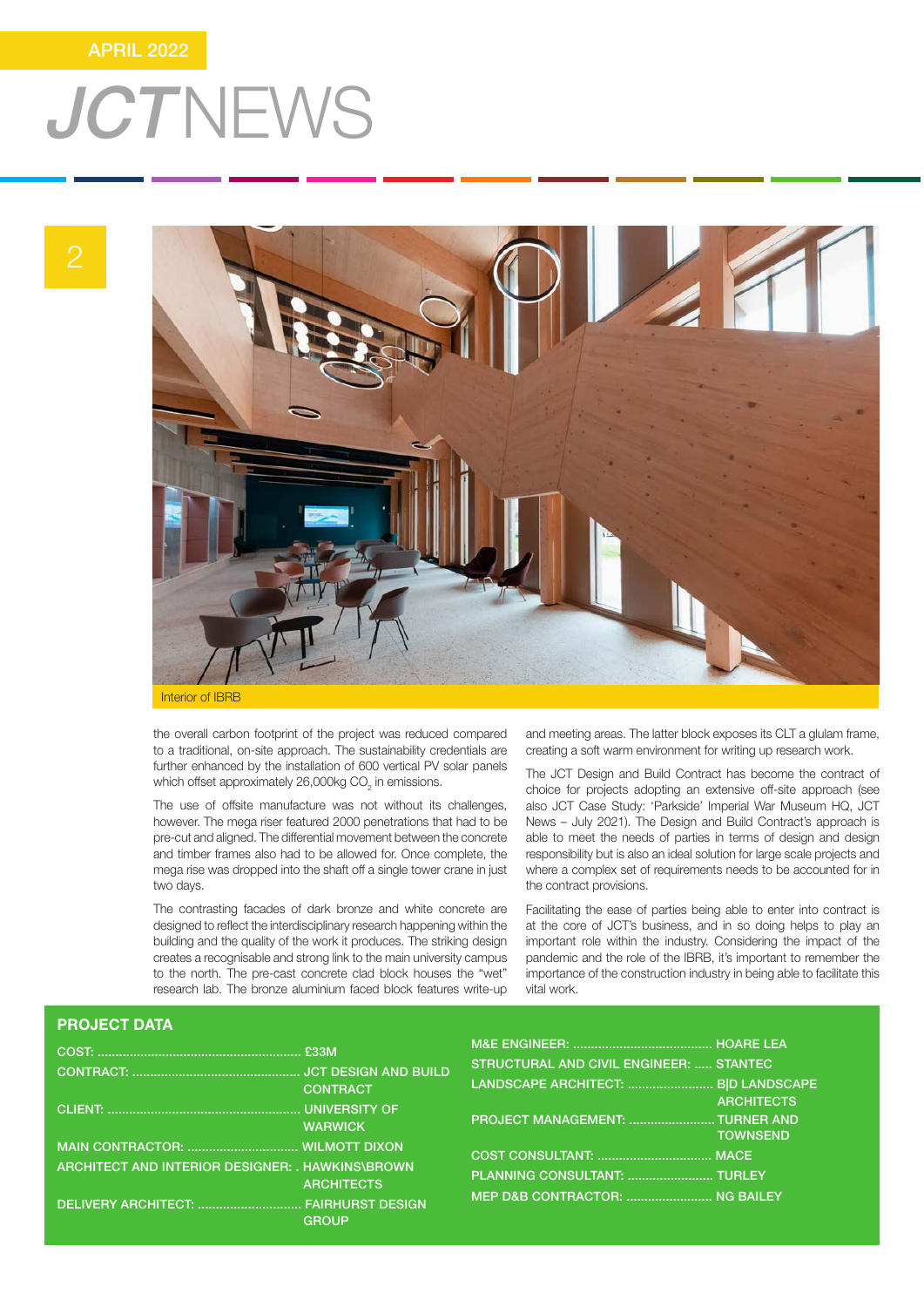Interior of IBRB

the overall carbon footprint of the project was reduced compared to a traditional, on-site approach. The sustainability credentials are further enhanced by the installation of 600 vertical PV solar panels which offset approximately 26,000kg $CO_2$ in emissions.

The use of offsite manufacture was not without its challenges, however. The mega riser featured 2000 penetrations that had to be pre-cut and aligned. The differential movement between the concrete and timber frames also had to be allowed for. Once complete, the mega rise was dropped into the shaft off a single tower crane in just two days.

The contrasting facades of dark bronze and white concrete are designed to reflect the interdisciplinary research happening within the building and the quality of the work it produces. The striking design creates a recognisable and strong link to the main university campus to the north. The pre-cast concrete clad block houses the "wet" research lab. The bronze aluminium faced block features write-up and meeting areas. The latter block exposes its CLT a glulam frame, creating a soft warm environment for writing up research work.

The JCT Design and Build Contract has become the contract of choice for projects adopting an extensive off-site approach (see also JCT Case Study: 'Parkside' Imperial War Museum HQ, JCT News – July 2021). The Design and Build Contract's approach is able to meet the needs of parties in terms of design and design responsibility but is also an ideal solution for large scale projects and where a complex set of requirements needs to be accounted for in the contract provisions.

Facilitating the ease of parties being able to enter into contract is at the core of JCT's business, and in so doing helps to play an important role within the industry. Considering the impact of the pandemic and the role of the IBRB, it's important to remember the importance of the construction industry in being able to facilitate this vital work.

## PROJECT DATA

| | |
|---|---|
| COST: | £33M |
| CONTRACT: | JCT DESIGN AND BUILD CONTRACT |
| CLIENT: | UNIVERSITY OF WARWICK |
| MAIN CONTRACTOR: | WILMOTT DIXON |
| ARCHITECT AND INTERIOR DESIGNER: | HAWKINS\BROWN ARCHITECTS |
| DELIVERY ARCHITECT: | FAIRHURST DESIGN GROUP |
| M&E ENGINEER: | HOARE LEA |
| STRUCTURAL AND CIVIL ENGINEER: | STANTEC |
| LANDSCAPE ARCHITECT: | B\|D LANDSCAPE ARCHITECTS |
| PROJECT MANAGEMENT: | TURNER AND TOWNSEND |
| COST CONSULTANT: | MACE |
| PLANNING CONSULTANT: | TURLEY |
| MEP D&B CONTRACTOR: | NG BAILEY |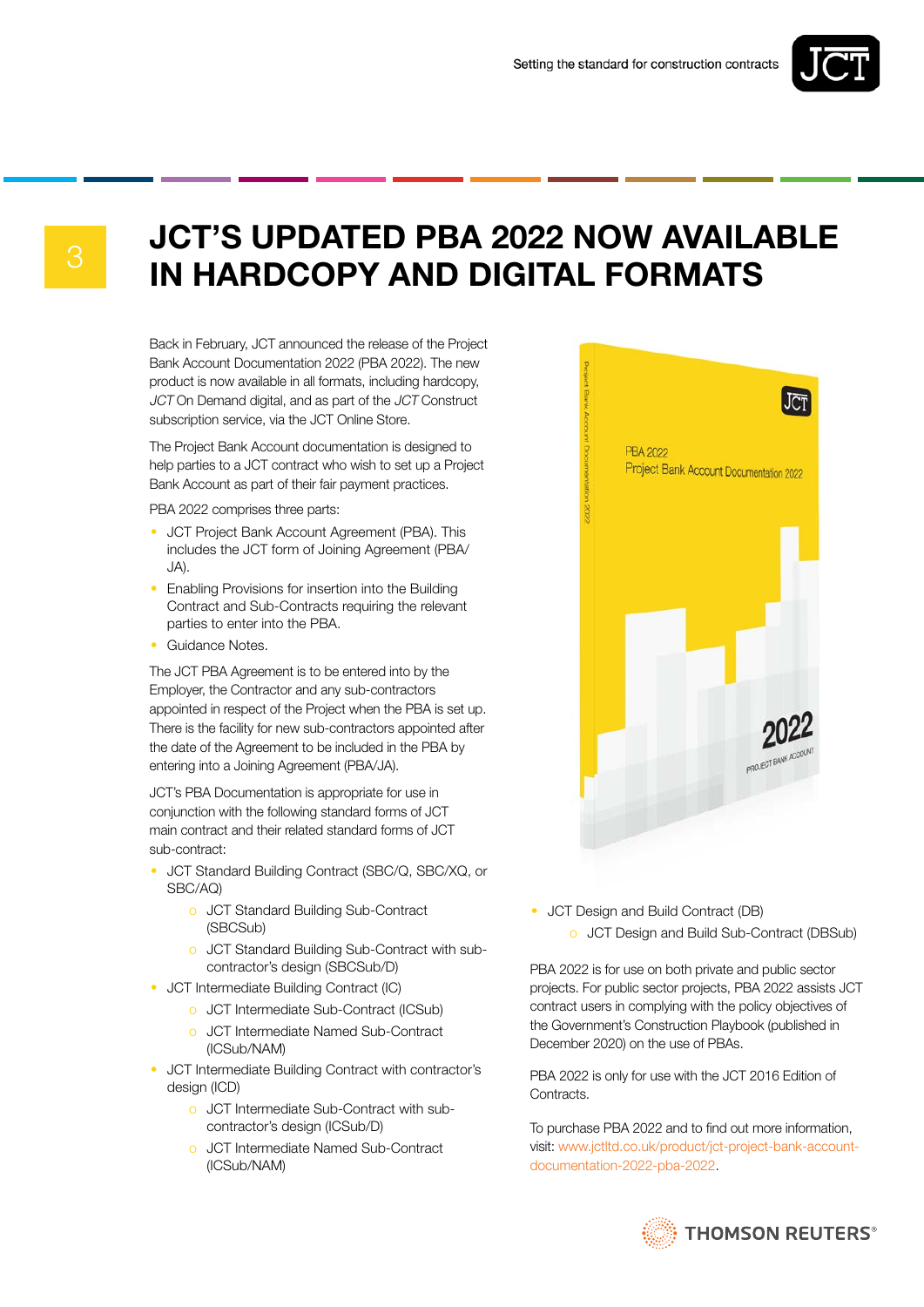# JCT'S UPDATED PBA 2022 NOW AVAILABLE IN HARDCOPY AND DIGITAL FORMATS

Back in February, JCT announced the release of the Project Bank Account Documentation 2022 (PBA 2022). The new product is now available in all formats, including hardcopy, *JCT* On Demand digital, and as part of the *JCT* Construct subscription service, via the JCT Online Store.

The Project Bank Account documentation is designed to help parties to a JCT contract who wish to set up a Project Bank Account as part of their fair payment practices.

PBA 2022 comprises three parts:

- JCT Project Bank Account Agreement (PBA). This includes the JCT form of Joining Agreement (PBA/JA).
- Enabling Provisions for insertion into the Building Contract and Sub-Contracts requiring the relevant parties to enter into the PBA.
- Guidance Notes.

The JCT PBA Agreement is to be entered into by the Employer, the Contractor and any sub-contractors appointed in respect of the Project when the PBA is set up. There is the facility for new sub-contractors appointed after the date of the Agreement to be included in the PBA by entering into a Joining Agreement (PBA/JA).

JCT's PBA Documentation is appropriate for use in conjunction with the following standard forms of JCT main contract and their related standard forms of JCT sub-contract:

- JCT Standard Building Contract (SBC/Q, SBC/XQ, or SBC/AQ)
  - JCT Standard Building Sub-Contract (SBCSub)
  - JCT Standard Building Sub-Contract with sub-contractor's design (SBCSub/D)
- JCT Intermediate Building Contract (IC)
  - JCT Intermediate Sub-Contract (ICSub)
  - JCT Intermediate Named Sub-Contract (ICSub/NAM)
- JCT Intermediate Building Contract with contractor's design (ICD)
  - JCT Intermediate Sub-Contract with sub-contractor's design (ICSub/D)
  - JCT Intermediate Named Sub-Contract (ICSub/NAM)
- JCT Design and Build Contract (DB)
  - JCT Design and Build Sub-Contract (DBSub)

PBA 2022 is for use on both private and public sector projects. For public sector projects, PBA 2022 assists JCT contract users in complying with the policy objectives of the Government's Construction Playbook (published in December 2020) on the use of PBAs.

PBA 2022 is only for use with the JCT 2016 Edition of Contracts.

To purchase PBA 2022 and to find out more information, visit: www.jctltd.co.uk/product/jct-project-bank-account-documentation-2022-pba-2022.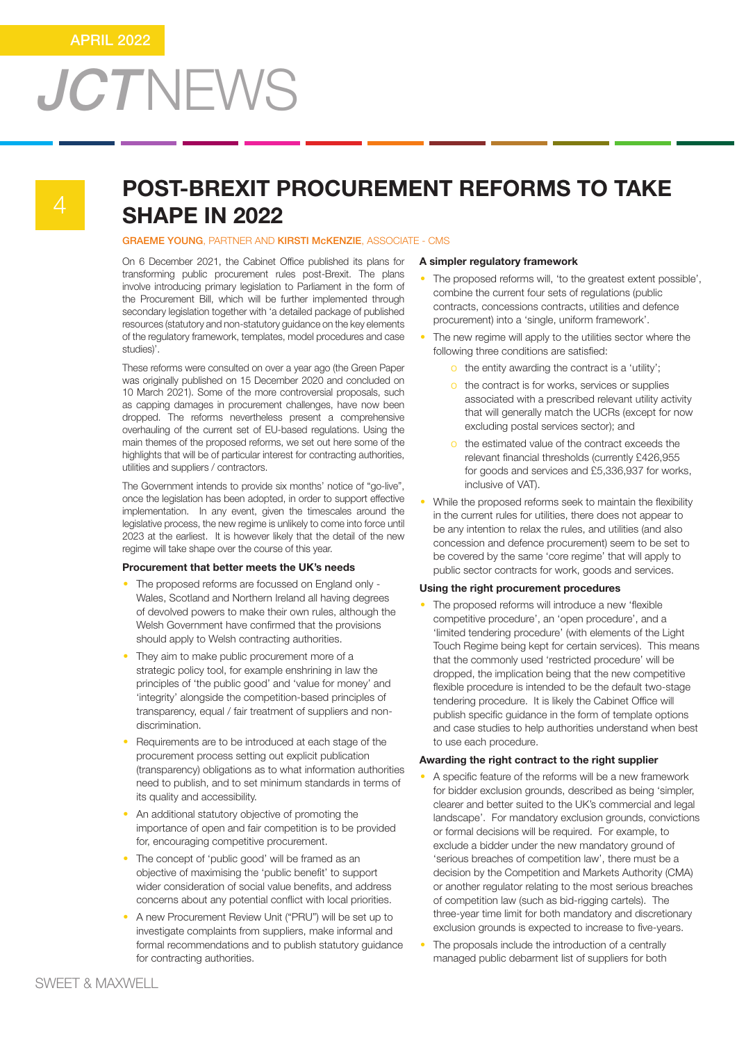# POST-BREXIT PROCUREMENT REFORMS TO TAKE SHAPE IN 2022

**GRAEME YOUNG**, PARTNER AND **KIRSTI McKENZIE**, ASSOCIATE - CMS

On 6 December 2021, the Cabinet Office published its plans for transforming public procurement rules post-Brexit. The plans involve introducing primary legislation to Parliament in the form of the Procurement Bill, which will be further implemented through secondary legislation together with 'a detailed package of published resources (statutory and non-statutory guidance on the key elements of the regulatory framework, templates, model procedures and case studies)'.

These reforms were consulted on over a year ago (the Green Paper was originally published on 15 December 2020 and concluded on 10 March 2021). Some of the more controversial proposals, such as capping damages in procurement challenges, have now been dropped. The reforms nevertheless present a comprehensive overhauling of the current set of EU-based regulations. Using the main themes of the proposed reforms, we set out here some of the highlights that will be of particular interest for contracting authorities, utilities and suppliers / contractors.

The Government intends to provide six months' notice of "go-live", once the legislation has been adopted, in order to support effective implementation. In any event, given the timescales around the legislative process, the new regime is unlikely to come into force until 2023 at the earliest. It is however likely that the detail of the new regime will take shape over the course of this year.

### Procurement that better meets the UK's needs

- The proposed reforms are focussed on England only - Wales, Scotland and Northern Ireland all having degrees of devolved powers to make their own rules, although the Welsh Government have confirmed that the provisions should apply to Welsh contracting authorities.
- They aim to make public procurement more of a strategic policy tool, for example enshrining in law the principles of 'the public good' and 'value for money' and 'integrity' alongside the competition-based principles of transparency, equal / fair treatment of suppliers and non-discrimination.
- Requirements are to be introduced at each stage of the procurement process setting out explicit publication (transparency) obligations as to what information authorities need to publish, and to set minimum standards in terms of its quality and accessibility.
- An additional statutory objective of promoting the importance of open and fair competition is to be provided for, encouraging competitive procurement.
- The concept of 'public good' will be framed as an objective of maximising the 'public benefit' to support wider consideration of social value benefits, and address concerns about any potential conflict with local priorities.
- A new Procurement Review Unit ("PRU") will be set up to investigate complaints from suppliers, make informal and formal recommendations and to publish statutory guidance for contracting authorities.

### A simpler regulatory framework

- The proposed reforms will, 'to the greatest extent possible', combine the current four sets of regulations (public contracts, concessions contracts, utilities and defence procurement) into a 'single, uniform framework'.
- The new regime will apply to the utilities sector where the following three conditions are satisfied:
  - the entity awarding the contract is a 'utility';
  - the contract is for works, services or supplies associated with a prescribed relevant utility activity that will generally match the UCRs (except for now excluding postal services sector); and
  - the estimated value of the contract exceeds the relevant financial thresholds (currently £426,955 for goods and services and £5,336,937 for works, inclusive of VAT).
- While the proposed reforms seek to maintain the flexibility in the current rules for utilities, there does not appear to be any intention to relax the rules, and utilities (and also concession and defence procurement) seem to be set to be covered by the same 'core regime' that will apply to public sector contracts for work, goods and services.

### Using the right procurement procedures

- The proposed reforms will introduce a new 'flexible competitive procedure', an 'open procedure', and a 'limited tendering procedure' (with elements of the Light Touch Regime being kept for certain services). This means that the commonly used 'restricted procedure' will be dropped, the implication being that the new competitive flexible procedure is intended to be the default two-stage tendering procedure. It is likely the Cabinet Office will publish specific guidance in the form of template options and case studies to help authorities understand when best to use each procedure.

### Awarding the right contract to the right supplier

- A specific feature of the reforms will be a new framework for bidder exclusion grounds, described as being 'simpler, clearer and better suited to the UK's commercial and legal landscape'. For mandatory exclusion grounds, convictions or formal decisions will be required. For example, to exclude a bidder under the new mandatory ground of 'serious breaches of competition law', there must be a decision by the Competition and Markets Authority (CMA) or another regulator relating to the most serious breaches of competition law (such as bid-rigging cartels). The three-year time limit for both mandatory and discretionary exclusion grounds is expected to increase to five-years.
- The proposals include the introduction of a centrally managed public debarment list of suppliers for both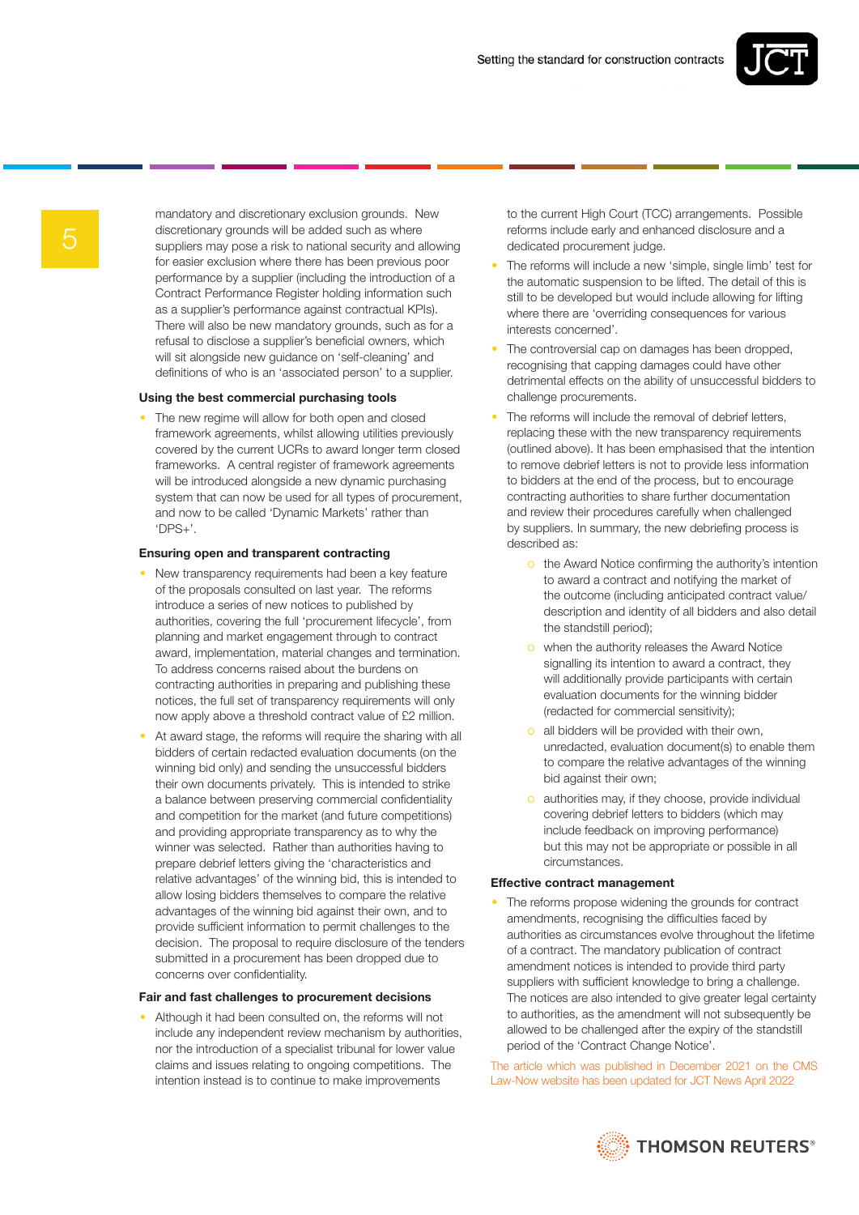mandatory and discretionary exclusion grounds. New discretionary grounds will be added such as where suppliers may pose a risk to national security and allowing for easier exclusion where there has been previous poor performance by a supplier (including the introduction of a Contract Performance Register holding information such as a supplier's performance against contractual KPIs). There will also be new mandatory grounds, such as for a refusal to disclose a supplier's beneficial owners, which will sit alongside new guidance on 'self-cleaning' and definitions of who is an 'associated person' to a supplier.

**Using the best commercial purchasing tools**

- The new regime will allow for both open and closed framework agreements, whilst allowing utilities previously covered by the current UCRs to award longer term closed frameworks. A central register of framework agreements will be introduced alongside a new dynamic purchasing system that can now be used for all types of procurement, and now to be called 'Dynamic Markets' rather than 'DPS+'.

**Ensuring open and transparent contracting**

- New transparency requirements had been a key feature of the proposals consulted on last year. The reforms introduce a series of new notices to published by authorities, covering the full 'procurement lifecycle', from planning and market engagement through to contract award, implementation, material changes and termination. To address concerns raised about the burdens on contracting authorities in preparing and publishing these notices, the full set of transparency requirements will only now apply above a threshold contract value of £2 million.
- At award stage, the reforms will require the sharing with all bidders of certain redacted evaluation documents (on the winning bid only) and sending the unsuccessful bidders their own documents privately. This is intended to strike a balance between preserving commercial confidentiality and competition for the market (and future competitions) and providing appropriate transparency as to why the winner was selected. Rather than authorities having to prepare debrief letters giving the 'characteristics and relative advantages' of the winning bid, this is intended to allow losing bidders themselves to compare the relative advantages of the winning bid against their own, and to provide sufficient information to permit challenges to the decision. The proposal to require disclosure of the tenders submitted in a procurement has been dropped due to concerns over confidentiality.

**Fair and fast challenges to procurement decisions**

- Although it had been consulted on, the reforms will not include any independent review mechanism by authorities, nor the introduction of a specialist tribunal for lower value claims and issues relating to ongoing competitions. The intention instead is to continue to make improvements to the current High Court (TCC) arrangements. Possible reforms include early and enhanced disclosure and a dedicated procurement judge.
- The reforms will include a new 'simple, single limb' test for the automatic suspension to be lifted. The detail of this is still to be developed but would include allowing for lifting where there are 'overriding consequences for various interests concerned'.
- The controversial cap on damages has been dropped, recognising that capping damages could have other detrimental effects on the ability of unsuccessful bidders to challenge procurements.
- The reforms will include the removal of debrief letters, replacing these with the new transparency requirements (outlined above). It has been emphasised that the intention to remove debrief letters is not to provide less information to bidders at the end of the process, but to encourage contracting authorities to share further documentation and review their procedures carefully when challenged by suppliers. In summary, the new debriefing process is described as:
  - the Award Notice confirming the authority's intention to award a contract and notifying the market of the outcome (including anticipated contract value/ description and identity of all bidders and also detail the standstill period);
  - when the authority releases the Award Notice signalling its intention to award a contract, they will additionally provide participants with certain evaluation documents for the winning bidder (redacted for commercial sensitivity);
  - all bidders will be provided with their own, unredacted, evaluation document(s) to enable them to compare the relative advantages of the winning bid against their own;
  - authorities may, if they choose, provide individual covering debrief letters to bidders (which may include feedback on improving performance) but this may not be appropriate or possible in all circumstances.

**Effective contract management**

- The reforms propose widening the grounds for contract amendments, recognising the difficulties faced by authorities as circumstances evolve throughout the lifetime of a contract. The mandatory publication of contract amendment notices is intended to provide third party suppliers with sufficient knowledge to bring a challenge. The notices are also intended to give greater legal certainty to authorities, as the amendment will not subsequently be allowed to be challenged after the expiry of the standstill period of the 'Contract Change Notice'.

The article which was published in December 2021 on the CMS Law-Now website has been updated for JCT News April 2022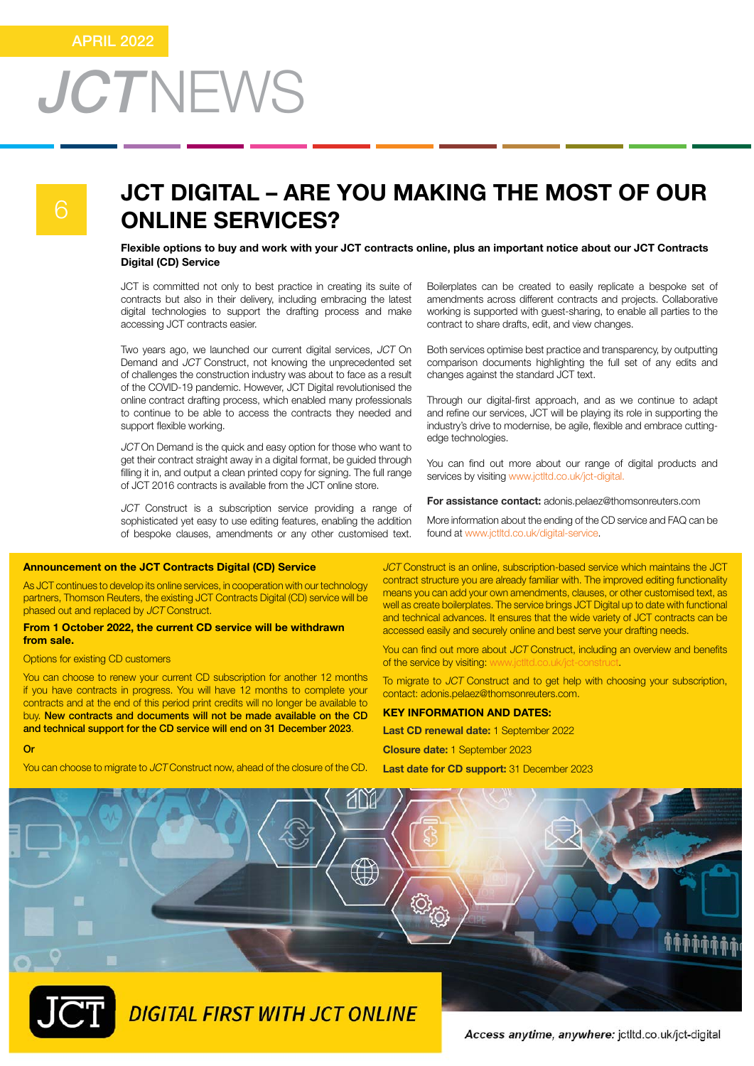# JCT DIGITAL – ARE YOU MAKING THE MOST OF OUR ONLINE SERVICES?

**Flexible options to buy and work with your JCT contracts online, plus an important notice about our JCT Contracts Digital (CD) Service**

JCT is committed not only to best practice in creating its suite of contracts but also in their delivery, including embracing the latest digital technologies to support the drafting process and make accessing JCT contracts easier.

Two years ago, we launched our current digital services, *JCT* On Demand and *JCT* Construct, not knowing the unprecedented set of challenges the construction industry was about to face as a result of the COVID-19 pandemic. However, JCT Digital revolutionised the online contract drafting process, which enabled many professionals to continue to be able to access the contracts they needed and support flexible working.

*JCT* On Demand is the quick and easy option for those who want to get their contract straight away in a digital format, be guided through filling it in, and output a clean printed copy for signing. The full range of JCT 2016 contracts is available from the JCT online store.

*JCT* Construct is a subscription service providing a range of sophisticated yet easy to use editing features, enabling the addition of bespoke clauses, amendments or any other customised text. Boilerplates can be created to easily replicate a bespoke set of amendments across different contracts and projects. Collaborative working is supported with guest-sharing, to enable all parties to the contract to share drafts, edit, and view changes.

Both services optimise best practice and transparency, by outputting comparison documents highlighting the full set of any edits and changes against the standard JCT text.

Through our digital-first approach, and as we continue to adapt and refine our services, JCT will be playing its role in supporting the industry's drive to modernise, be agile, flexible and embrace cutting-edge technologies.

You can find out more about our range of digital products and services by visiting www.jctltd.co.uk/jct-digital.

**For assistance contact:** adonis.pelaez@thomsonreuters.com

More information about the ending of the CD service and FAQ can be found at www.jctltd.co.uk/digital-service.

**Announcement on the JCT Contracts Digital (CD) Service**

As JCT continues to develop its online services, in cooperation with our technology partners, Thomson Reuters, the existing JCT Contracts Digital (CD) service will be phased out and replaced by *JCT* Construct.

**From 1 October 2022, the current CD service will be withdrawn from sale.**

Options for existing CD customers

You can choose to renew your current CD subscription for another 12 months if you have contracts in progress. You will have 12 months to complete your contracts and at the end of this period print credits will no longer be available to buy. **New contracts and documents will not be made available on the CD and technical support for the CD service will end on 31 December 2023**.

**Or**

You can choose to migrate to *JCT* Construct now, ahead of the closure of the CD.

*JCT* Construct is an online, subscription-based service which maintains the JCT contract structure you are already familiar with. The improved editing functionality means you can add your own amendments, clauses, or other customised text, as well as create boilerplates. The service brings JCT Digital up to date with functional and technical advances. It ensures that the wide variety of JCT contracts can be accessed easily and securely online and best serve your drafting needs.

You can find out more about *JCT* Construct, including an overview and benefits of the service by visiting: www.jctltd.co.uk/jct-construct.

To migrate to *JCT* Construct and to get help with choosing your subscription, contact: adonis.pelaez@thomsonreuters.com.

**KEY INFORMATION AND DATES:**

**Last CD renewal date:** 1 September 2022

**Closure date:** 1 September 2023

**Last date for CD support:** 31 December 2023

DIGITAL FIRST WITH JCT ONLINE

***Access anytime, anywhere:*** jctltd.co.uk/jct-digital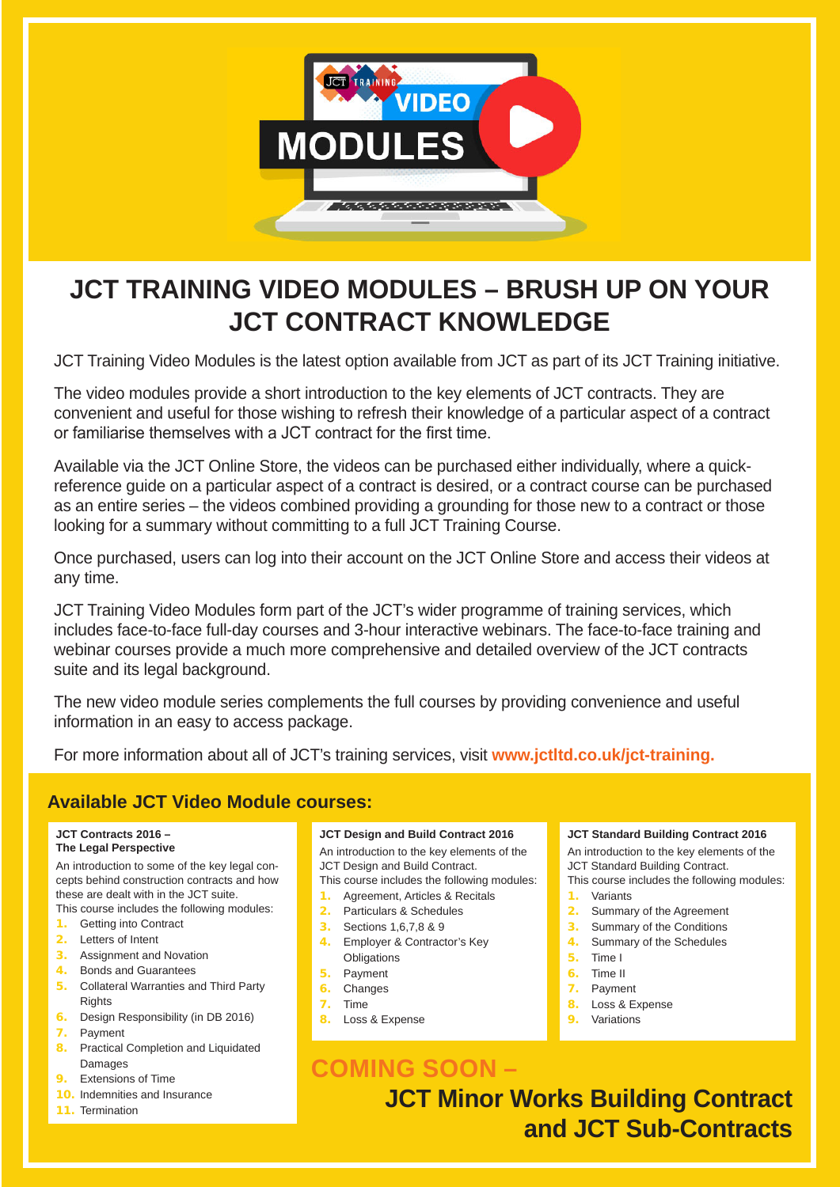# JCT TRAINING VIDEO MODULES – BRUSH UP ON YOUR JCT CONTRACT KNOWLEDGE

JCT Training Video Modules is the latest option available from JCT as part of its JCT Training initiative.

The video modules provide a short introduction to the key elements of JCT contracts. They are convenient and useful for those wishing to refresh their knowledge of a particular aspect of a contract or familiarise themselves with a JCT contract for the first time.

Available via the JCT Online Store, the videos can be purchased either individually, where a quick-reference guide on a particular aspect of a contract is desired, or a contract course can be purchased as an entire series – the videos combined providing a grounding for those new to a contract or those looking for a summary without committing to a full JCT Training Course.

Once purchased, users can log into their account on the JCT Online Store and access their videos at any time.

JCT Training Video Modules form part of the JCT's wider programme of training services, which includes face-to-face full-day courses and 3-hour interactive webinars. The face-to-face training and webinar courses provide a much more comprehensive and detailed overview of the JCT contracts suite and its legal background.

The new video module series complements the full courses by providing convenience and useful information in an easy to access package.

For more information about all of JCT's training services, visit **www.jctltd.co.uk/jct-training.**

## Available JCT Video Module courses:

**JCT Contracts 2016 – The Legal Perspective**

An introduction to some of the key legal concepts behind construction contracts and how these are dealt with in the JCT suite.
This course includes the following modules:

1. Getting into Contract
2. Letters of Intent
3. Assignment and Novation
4. Bonds and Guarantees
5. Collateral Warranties and Third Party Rights
6. Design Responsibility (in DB 2016)
7. Payment
8. Practical Completion and Liquidated Damages
9. Extensions of Time
10. Indemnities and Insurance
11. Termination

**JCT Design and Build Contract 2016**

An introduction to the key elements of the JCT Design and Build Contract.
This course includes the following modules:

1. Agreement, Articles & Recitals
2. Particulars & Schedules
3. Sections 1,6,7,8 & 9
4. Employer & Contractor's Key Obligations
5. Payment
6. Changes
7. Time
8. Loss & Expense

**JCT Standard Building Contract 2016**

An introduction to the key elements of the JCT Standard Building Contract.
This course includes the following modules:

1. Variants
2. Summary of the Agreement
3. Summary of the Conditions
4. Summary of the Schedules
5. Time I
6. Time II
7. Payment
8. Loss & Expense
9. Variations

**COMING SOON – JCT Minor Works Building Contract and JCT Sub-Contracts**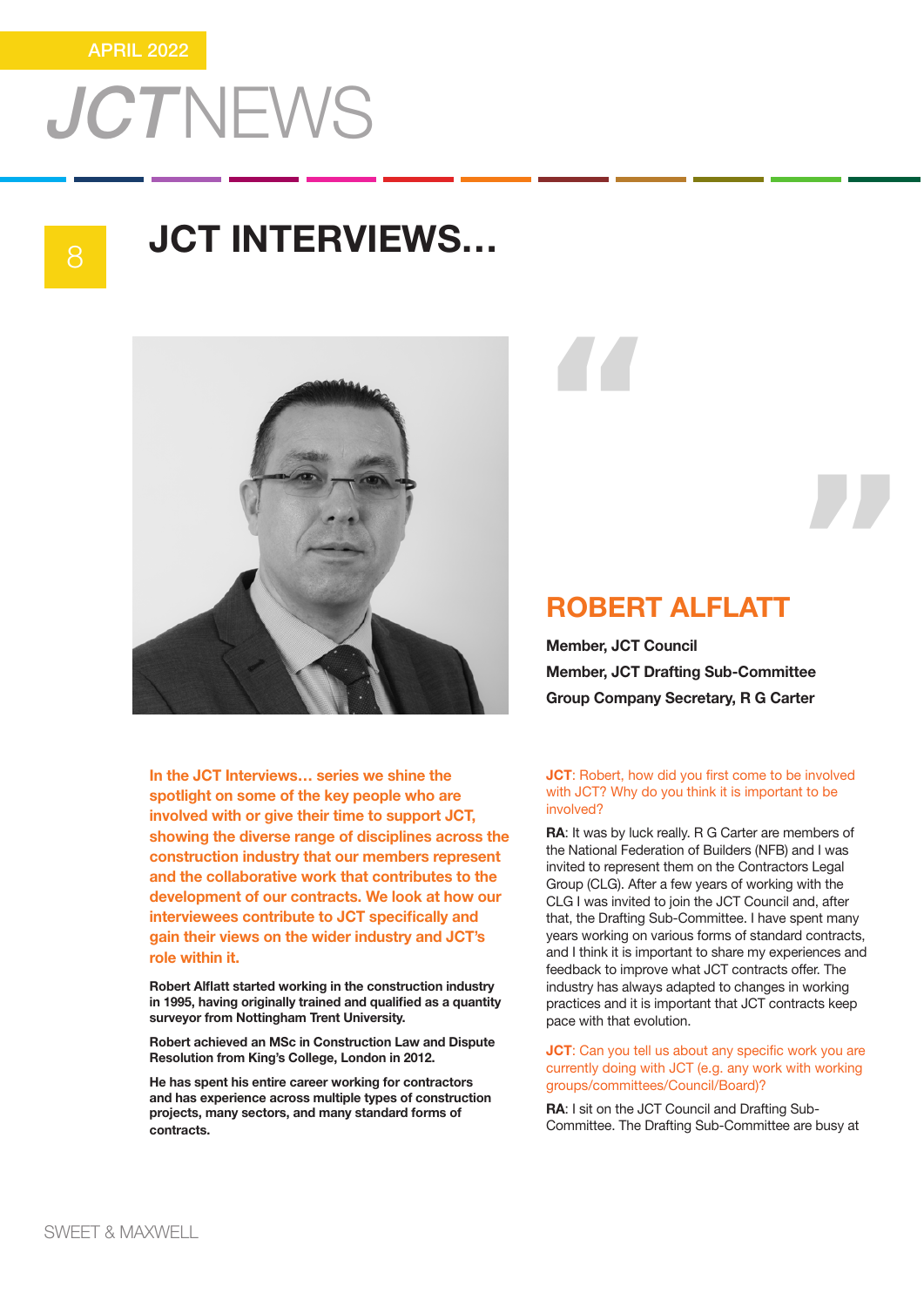# JCT INTERVIEWS…

## ROBERT ALFLATT

**Member, JCT Council**

**Member, JCT Drafting Sub-Committee**

**Group Company Secretary, R G Carter**

**In the JCT Interviews… series we shine the spotlight on some of the key people who are involved with or give their time to support JCT, showing the diverse range of disciplines across the construction industry that our members represent and the collaborative work that contributes to the development of our contracts. We look at how our interviewees contribute to JCT specifically and gain their views on the wider industry and JCT's role within it.**

**Robert Alflatt started working in the construction industry in 1995, having originally trained and qualified as a quantity surveyor from Nottingham Trent University.**

**Robert achieved an MSc in Construction Law and Dispute Resolution from King's College, London in 2012.**

**He has spent his entire career working for contractors and has experience across multiple types of construction projects, many sectors, and many standard forms of contracts.**

**JCT**: Robert, how did you first come to be involved with JCT? Why do you think it is important to be involved?

**RA**: It was by luck really. R G Carter are members of the National Federation of Builders (NFB) and I was invited to represent them on the Contractors Legal Group (CLG). After a few years of working with the CLG I was invited to join the JCT Council and, after that, the Drafting Sub-Committee. I have spent many years working on various forms of standard contracts, and I think it is important to share my experiences and feedback to improve what JCT contracts offer. The industry has always adapted to changes in working practices and it is important that JCT contracts keep pace with that evolution.

**JCT**: Can you tell us about any specific work you are currently doing with JCT (e.g. any work with working groups/committees/Council/Board)?

**RA**: I sit on the JCT Council and Drafting Sub-Committee. The Drafting Sub-Committee are busy at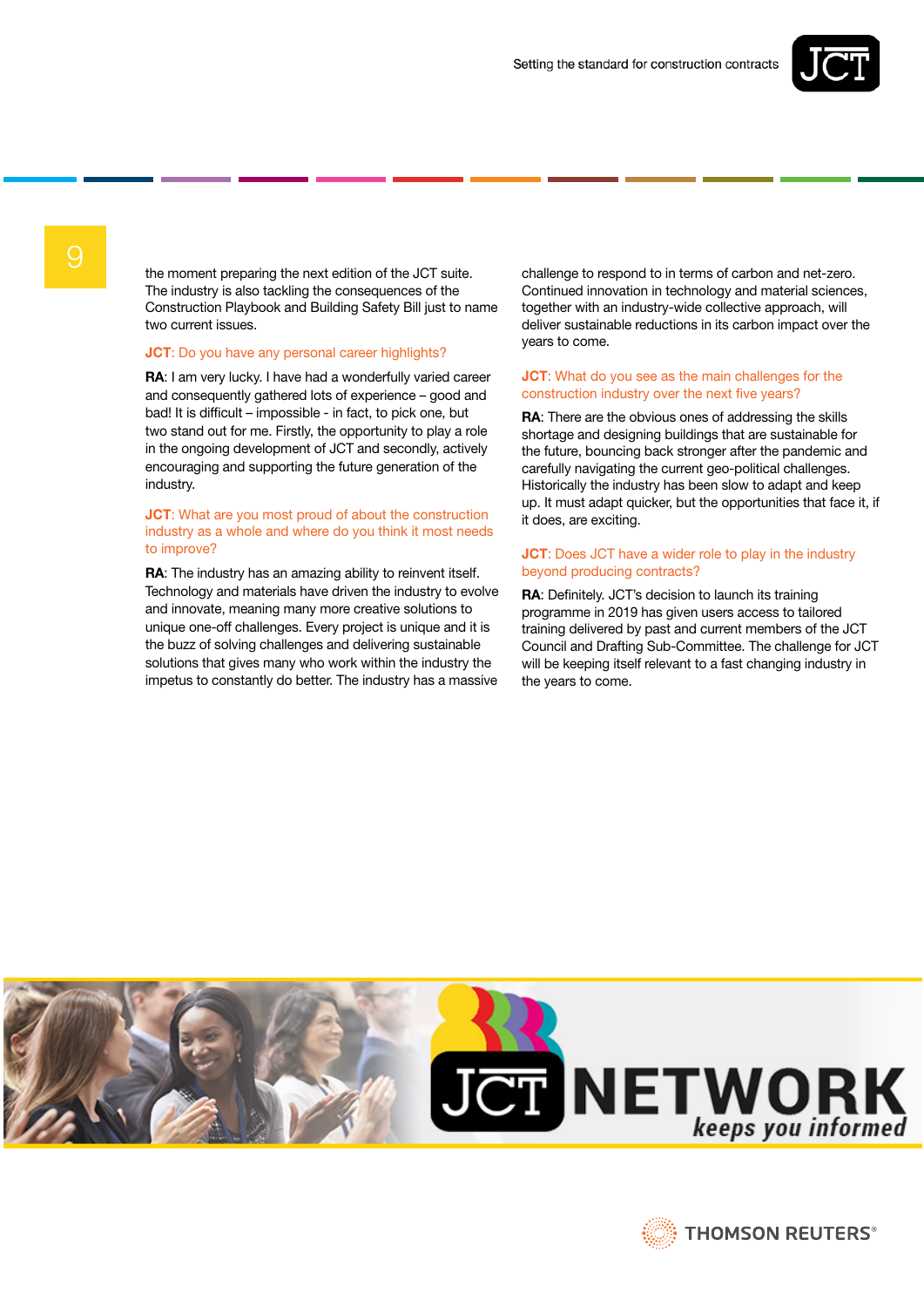the moment preparing the next edition of the JCT suite. The industry is also tackling the consequences of the Construction Playbook and Building Safety Bill just to name two current issues.

**JCT**: Do you have any personal career highlights?

**RA**: I am very lucky. I have had a wonderfully varied career and consequently gathered lots of experience – good and bad! It is difficult – impossible - in fact, to pick one, but two stand out for me. Firstly, the opportunity to play a role in the ongoing development of JCT and secondly, actively encouraging and supporting the future generation of the industry.

**JCT**: What are you most proud of about the construction industry as a whole and where do you think it most needs to improve?

**RA**: The industry has an amazing ability to reinvent itself. Technology and materials have driven the industry to evolve and innovate, meaning many more creative solutions to unique one-off challenges. Every project is unique and it is the buzz of solving challenges and delivering sustainable solutions that gives many who work within the industry the impetus to constantly do better. The industry has a massive challenge to respond to in terms of carbon and net-zero. Continued innovation in technology and material sciences, together with an industry-wide collective approach, will deliver sustainable reductions in its carbon impact over the years to come.

**JCT**: What do you see as the main challenges for the construction industry over the next five years?

**RA**: There are the obvious ones of addressing the skills shortage and designing buildings that are sustainable for the future, bouncing back stronger after the pandemic and carefully navigating the current geo-political challenges. Historically the industry has been slow to adapt and keep up. It must adapt quicker, but the opportunities that face it, if it does, are exciting.

**JCT**: Does JCT have a wider role to play in the industry beyond producing contracts?

**RA**: Definitely. JCT's decision to launch its training programme in 2019 has given users access to tailored training delivered by past and current members of the JCT Council and Drafting Sub-Committee. The challenge for JCT will be keeping itself relevant to a fast changing industry in the years to come.

JCT NETWORK *keeps you informed*

THOMSON REUTERS®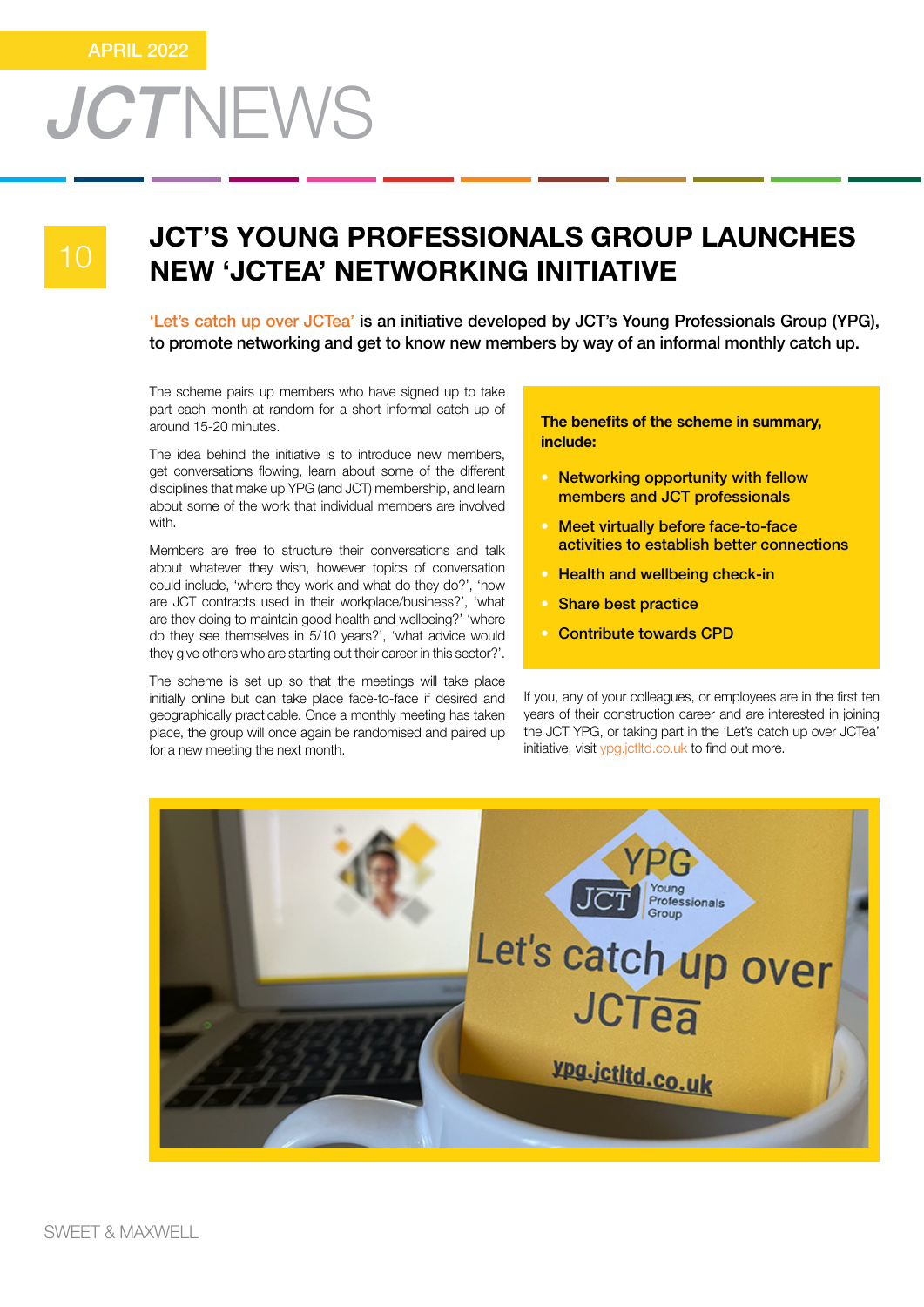# JCT'S YOUNG PROFESSIONALS GROUP LAUNCHES NEW 'JCTEA' NETWORKING INITIATIVE

**'Let's catch up over JCTea' is an initiative developed by JCT's Young Professionals Group (YPG), to promote networking and get to know new members by way of an informal monthly catch up.**

The scheme pairs up members who have signed up to take part each month at random for a short informal catch up of around 15-20 minutes.

The idea behind the initiative is to introduce new members, get conversations flowing, learn about some of the different disciplines that make up YPG (and JCT) membership, and learn about some of the work that individual members are involved with.

Members are free to structure their conversations and talk about whatever they wish, however topics of conversation could include, 'where they work and what do they do?', 'how are JCT contracts used in their workplace/business?', 'what are they doing to maintain good health and wellbeing?' 'where do they see themselves in 5/10 years?', 'what advice would they give others who are starting out their career in this sector?'.

The scheme is set up so that the meetings will take place initially online but can take place face-to-face if desired and geographically practicable. Once a monthly meeting has taken place, the group will once again be randomised and paired up for a new meeting the next month.

**The benefits of the scheme in summary, include:**

- **Networking opportunity with fellow members and JCT professionals**
- **Meet virtually before face-to-face activities to establish better connections**
- **Health and wellbeing check-in**
- **Share best practice**
- **Contribute towards CPD**

If you, any of your colleagues, or employees are in the first ten years of their construction career and are interested in joining the JCT YPG, or taking part in the 'Let's catch up over JCTea' initiative, visit ypg.jctltd.co.uk to find out more.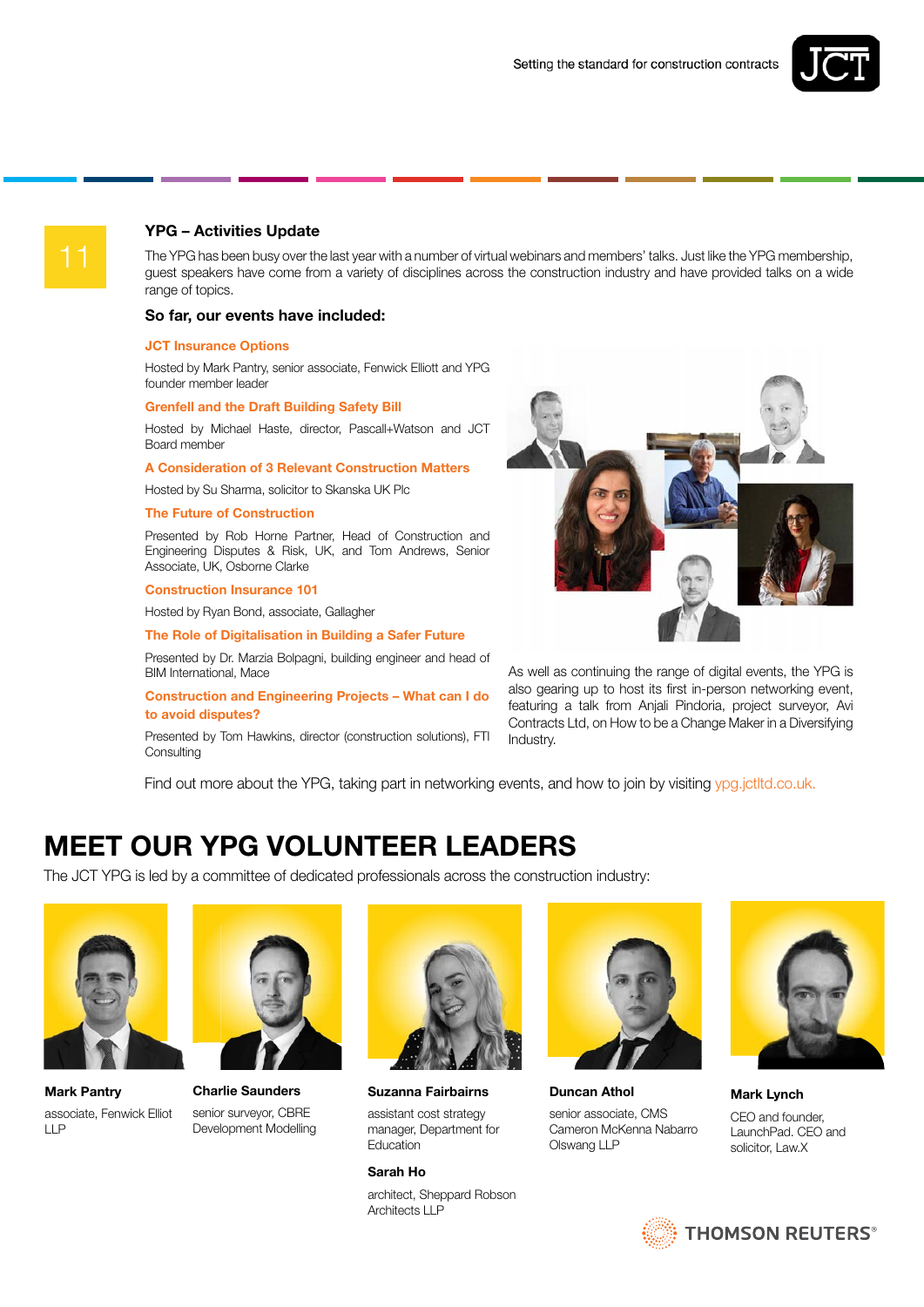## YPG – Activities Update

The YPG has been busy over the last year with a number of virtual webinars and members' talks. Just like the YPG membership, guest speakers have come from a variety of disciplines across the construction industry and have provided talks on a wide range of topics.

### So far, our events have included:

**JCT Insurance Options**

Hosted by Mark Pantry, senior associate, Fenwick Elliott and YPG founder member leader

**Grenfell and the Draft Building Safety Bill**

Hosted by Michael Haste, director, Pascall+Watson and JCT Board member

**A Consideration of 3 Relevant Construction Matters**

Hosted by Su Sharma, solicitor to Skanska UK Plc

**The Future of Construction**

Presented by Rob Horne Partner, Head of Construction and Engineering Disputes & Risk, UK, and Tom Andrews, Senior Associate, UK, Osborne Clarke

**Construction Insurance 101**

Hosted by Ryan Bond, associate, Gallagher

**The Role of Digitalisation in Building a Safer Future**

Presented by Dr. Marzia Bolpagni, building engineer and head of BIM International, Mace

**Construction and Engineering Projects – What can I do to avoid disputes?**

Presented by Tom Hawkins, director (construction solutions), FTI Consulting

As well as continuing the range of digital events, the YPG is also gearing up to host its first in-person networking event, featuring a talk from Anjali Pindoria, project surveyor, Avi Contracts Ltd, on How to be a Change Maker in a Diversifying Industry.

Find out more about the YPG, taking part in networking events, and how to join by visiting ypg.jctltd.co.uk.

# MEET OUR YPG VOLUNTEER LEADERS

The JCT YPG is led by a committee of dedicated professionals across the construction industry:

**Mark Pantry**
associate, Fenwick Elliot LLP

**Charlie Saunders**
senior surveyor, CBRE Development Modelling

**Suzanna Fairbairns**
assistant cost strategy manager, Department for Education

**Sarah Ho**
architect, Sheppard Robson Architects LLP

**Duncan Athol**
senior associate, CMS Cameron McKenna Nabarro Olswang LLP

**Mark Lynch**
CEO and founder, LaunchPad. CEO and solicitor, Law.X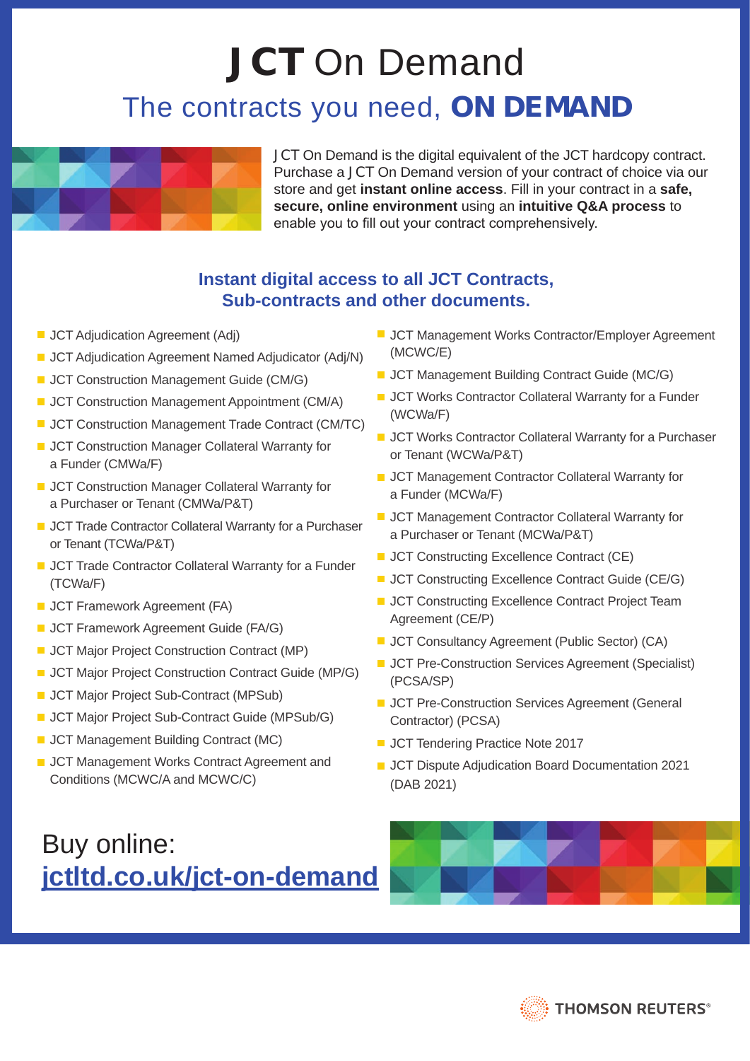# JCT On Demand

## The contracts you need, **ON DEMAND**

JCT On Demand is the digital equivalent of the JCT hardcopy contract. Purchase a JCT On Demand version of your contract of choice via our store and get **instant online access**. Fill in your contract in a **safe, secure, online environment** using an **intuitive Q&A process** to enable you to fill out your contract comprehensively.

### Instant digital access to all JCT Contracts, Sub-contracts and other documents.

- JCT Adjudication Agreement (Adj)
- JCT Adjudication Agreement Named Adjudicator (Adj/N)
- JCT Construction Management Guide (CM/G)
- JCT Construction Management Appointment (CM/A)
- JCT Construction Management Trade Contract (CM/TC)
- JCT Construction Manager Collateral Warranty for a Funder (CMWa/F)
- JCT Construction Manager Collateral Warranty for a Purchaser or Tenant (CMWa/P&T)
- JCT Trade Contractor Collateral Warranty for a Purchaser or Tenant (TCWa/P&T)
- JCT Trade Contractor Collateral Warranty for a Funder (TCWa/F)
- JCT Framework Agreement (FA)
- JCT Framework Agreement Guide (FA/G)
- JCT Major Project Construction Contract (MP)
- JCT Major Project Construction Contract Guide (MP/G)
- JCT Major Project Sub-Contract (MPSub)
- JCT Major Project Sub-Contract Guide (MPSub/G)
- JCT Management Building Contract (MC)
- JCT Management Works Contract Agreement and Conditions (MCWC/A and MCWC/C)
- JCT Management Works Contractor/Employer Agreement (MCWC/E)
- JCT Management Building Contract Guide (MC/G)
- JCT Works Contractor Collateral Warranty for a Funder (WCWa/F)
- JCT Works Contractor Collateral Warranty for a Purchaser or Tenant (WCWa/P&T)
- JCT Management Contractor Collateral Warranty for a Funder (MCWa/F)
- JCT Management Contractor Collateral Warranty for a Purchaser or Tenant (MCWa/P&T)
- JCT Constructing Excellence Contract (CE)
- JCT Constructing Excellence Contract Guide (CE/G)
- JCT Constructing Excellence Contract Project Team Agreement (CE/P)
- JCT Consultancy Agreement (Public Sector) (CA)
- JCT Pre-Construction Services Agreement (Specialist) (PCSA/SP)
- JCT Pre-Construction Services Agreement (General Contractor) (PCSA)
- JCT Tendering Practice Note 2017
- JCT Dispute Adjudication Board Documentation 2021 (DAB 2021)

Buy online:
[jctltd.co.uk/jct-on-demand](jctltd.co.uk/jct-on-demand)

THOMSON REUTERS®